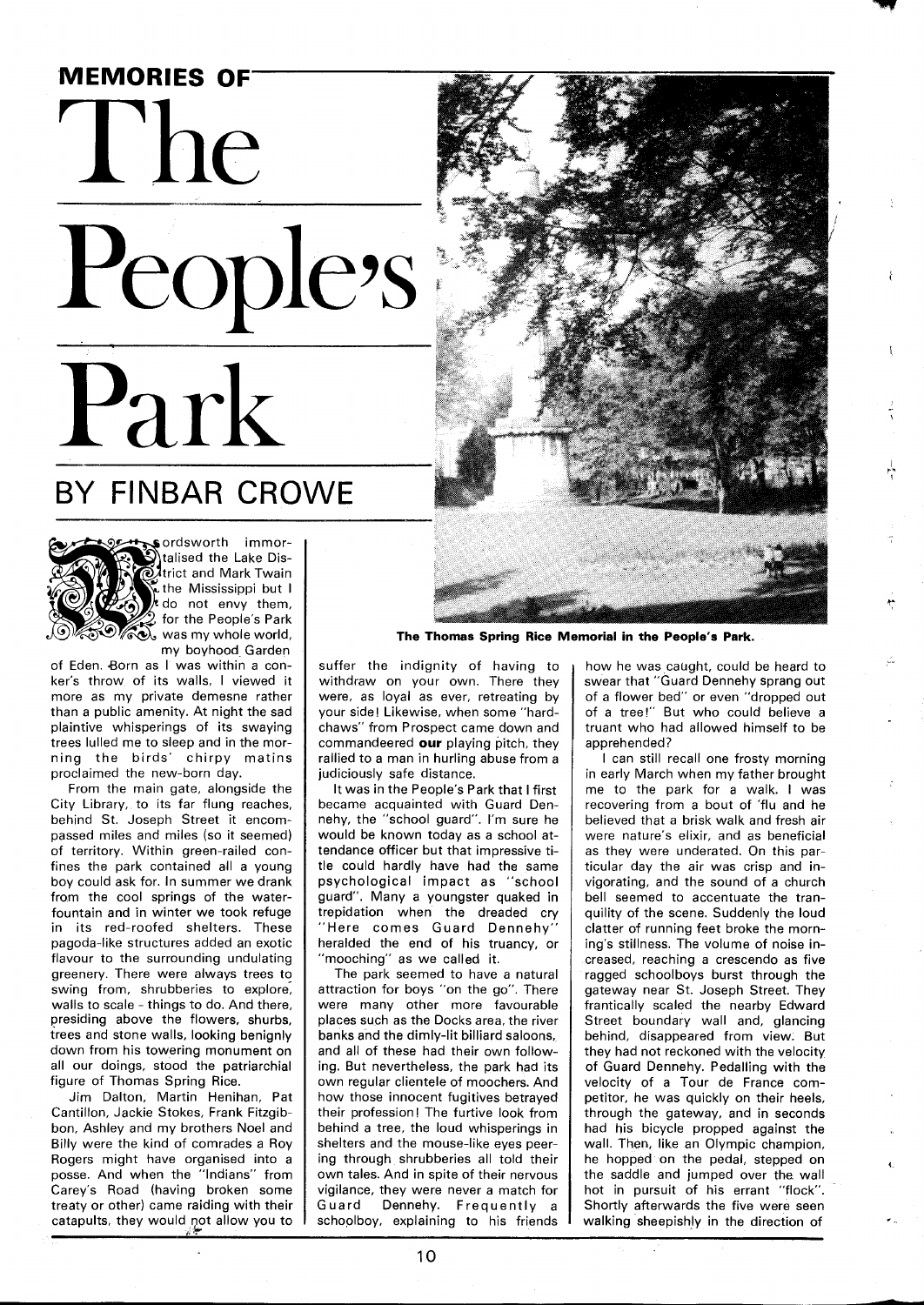# MEMORIES OF The People's Park

## BY FINBAR CROWE

Wordsworth immortalised the Lake District and Mark Twain the Mississippi but I do not envy them, for the People's Park was my whole world, my boyhood Garden of Eden. Born as I was within a conker's throw of its walls, I viewed it more as my private demesne rather than a public amenity. At night the sad plaintive whisperings of its swaying trees lulled me to sleep and in the morning the birds' chirpy matins proclaimed the new-born day.

From the main gate, alongside the City Library, to its far flung reaches, behind St. Joseph Street it encompassed miles and miles (so it seemed) of territory. Within green-railed confines the park contained all a young boy could ask for. In summer we drank from the cool springs of the water-fountain and in winter we took refuge in its red-roofed shelters. These pagoda-like structures added an exotic flavour to the surrounding undulating greenery. There were always trees to swing from, shrubberies to explore, walls to scale - things to do. And there, presiding above the flowers, shurbs, trees and stone walls, looking benignly down from his towering monument on all our doings, stood the patriarchial figure of Thomas Spring Rice.

Jim Dalton, Martin Henihan, Pat Cantillon, Jackie Stokes, Frank Fitzgibbon, Ashley and my brothers Noel and Billy were the kind of comrades a Roy Rogers might have organised into a posse. And when the "Indians" from Carey's Road (having broken some treaty or other) came raiding with their catapults, they would not allow you to suffer the indignity of having to withdraw on your own. There they were, as loyal as ever, retreating by your side! Likewise, when some "hardchaws" from Prospect came down and commandeered **our** playing pitch, they rallied to a man in hurling abuse from a judiciously safe distance.

The Thomas Spring Rice Memorial in the People's Park.

It was in the People's Park that I first became acquainted with Guard Dennehy, the "school guard". I'm sure he would be known today as a school attendance officer but that impressive title could hardly have had the same psychological impact as "school guard". Many a youngster quaked in trepidation when the dreaded cry "Here comes Guard Dennehy" heralded the end of his truancy, or "mooching" as we called it.

The park seemed to have a natural attraction for boys "on the go". There were many other more favourable places such as the Docks area, the river banks and the dimly-lit billiard saloons, and all of these had their own following. But nevertheless, the park had its own regular clientele of moochers. And how those innocent fugitives betrayed their profession! The furtive look from behind a tree, the loud whisperings in shelters and the mouse-like eyes peering through shrubberies all told their own tales. And in spite of their nervous vigilance, they were never a match for Guard Dennehy. Frequently a schoolboy, explaining to his friends how he was caught, could be heard to swear that "Guard Dennehy sprang out of a flower bed" or even "dropped out of a tree!" But who could believe a truant who had allowed himself to be apprehended?

I can still recall one frosty morning in early March when my father brought me to the park for a walk. I was recovering from a bout of 'flu and he believed that a brisk walk and fresh air were nature's elixir, and as beneficial as they were underated. On this particular day the air was crisp and invigorating, and the sound of a church bell seemed to accentuate the tranquility of the scene. Suddenly the loud clatter of running feet broke the morning's stillness. The volume of noise increased, reaching a crescendo as five ragged schoolboys burst through the gateway near St. Joseph Street. They frantically scaled the nearby Edward Street boundary wall and, glancing behind, disappeared from view. But they had not reckoned with the velocity of Guard Dennehy. Pedalling with the velocity of a Tour de France competitor, he was quickly on their heels, through the gateway, and in seconds had his bicycle propped against the wall. Then, like an Olympic champion, he hopped on the pedal, stepped on the saddle and jumped over the wall hot in pursuit of his errant "flock". Shortly afterwards the five were seen walking sheepishly in the direction of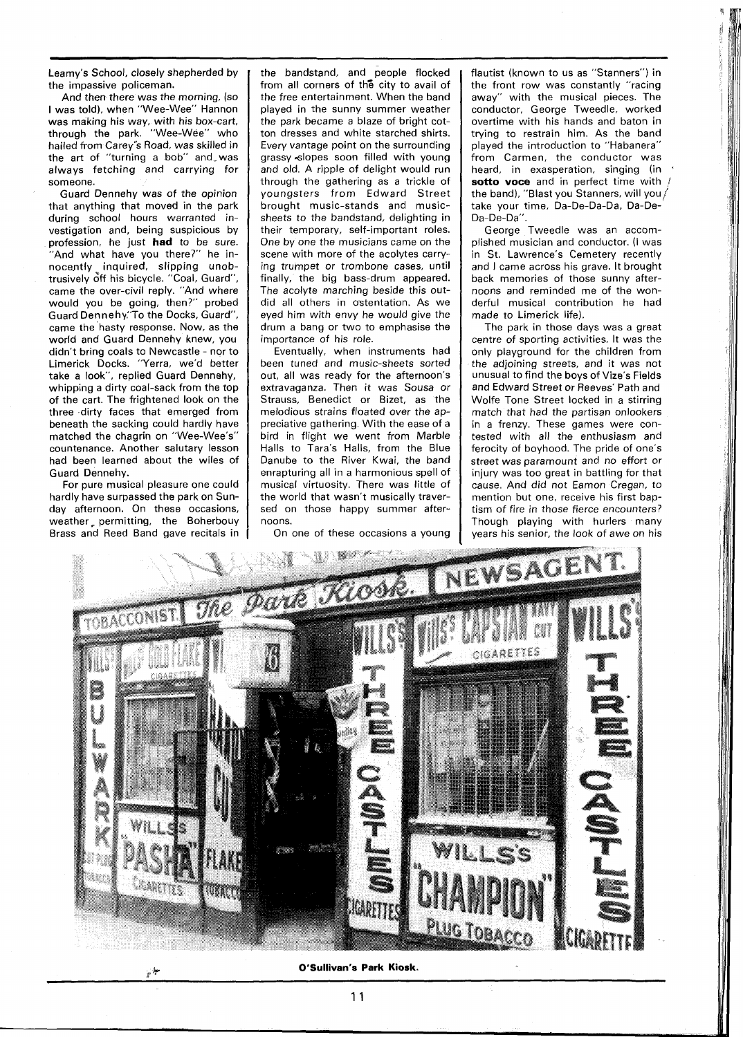Leamy's School, closely shepherded by the impassive policeman.

And then there was the morning, (so I was told), when "Wee-Wee" Hannon was making his way, with his box-cart, through the park. "Wee-Wee" who hailed from Carey's Road, was skilled in the art of "turning a bob" and was always fetching and carrying for someone.

Guard Dennehy was of the opinion that anything that moved in the park during school hours warranted investigation and, being suspicious by profession, he just **had** to be sure. "And what have you there?" he innocently inquired, slipping unobtrusively off his bicycle. "Coal, Guard", came the over-civil reply. "And where would you be going, then?" probed Guard Dennehy."To the Docks, Guard", came the hasty response. Now, as the world and Guard Dennehy knew, you didn't bring coals to Newcastle - nor to Limerick Docks. "Yerra, we'd better take a look", replied Guard Dennehy, whipping a dirty coal-sack from the top of the cart. The frightened look on the three dirty faces that emerged from beneath the sacking could hardly have matched the chagrin on "Wee-Wee's" countenance. Another salutary lesson had been learned about the wiles of Guard Dennehy.

For pure musical pleasure one could hardly have surpassed the park on Sunday afternoon. On these occasions, weather permitting, the Boherbouy Brass and Reed Band gave recitals in the bandstand, and people flocked from all corners of the city to avail of the free entertainment. When the band played in the sunny summer weather the park became a blaze of bright cotton dresses and white starched shirts. Every vantage point on the surrounding grassy slopes soon filled with young and old. A ripple of delight would run through the gathering as a trickle of youngsters from Edward Street brought music-stands and music-sheets to the bandstand, delighting in their temporary, self-important roles. One by one the musicians came on the scene with more of the acolytes carrying trumpet or trombone cases, until finally, the big bass-drum appeared. The acolyte marching beside this outdid all others in ostentation. As we eyed him with envy he would give the drum a bang or two to emphasise the importance of his role.

Eventually, when instruments had been tuned and music-sheets sorted out, all was ready for the afternoon's extravaganza. Then it was Sousa or Strauss, Benedict or Bizet, as the melodious strains floated over the appreciative gathering. With the ease of a bird in flight we went from Marble Halls to Tara's Halls, from the Blue Danube to the River Kwai, the band enrapturing all in a harmonious spell of musical virtuosity. There was little of the world that wasn't musically traversed on those happy summer afternoons.

On one of these occasions a young flautist (known to us as "Stanners") in the front row was constantly "racing away" with the musical pieces. The conductor, George Tweedle, worked overtime with his hands and baton in trying to restrain him. As the band played the introduction to "Habanera" from Carmen, the conductor was heard, in exasperation, singing (in **sotto voce** and in perfect time with the band), "Blast you Stanners, will you take your time, Da-De-Da-Da, Da-De-Da-De-Da".

George Tweedle was an accomplished musician and conductor. (I was in St. Lawrence's Cemetery recently and I came across his grave. It brought back memories of those sunny afternoons and reminded me of the wonderful musical contribution he had made to Limerick life).

The park in those days was a great centre of sporting activities. It was the only playground for the children from the adjoining streets, and it was not unusual to find the boys of Vize's Fields and Edward Street or Reeves' Path and Wolfe Tone Street locked in a stirring match that had the partisan onlookers in a frenzy. These games were contested with all the enthusiasm and ferocity of boyhood. The pride of one's street was paramount and no effort or injury was too great in battling for that cause. And did not Eamon Cregan, to mention but one, receive his first baptism of fire in those fierce encounters? Though playing with hurlers many years his senior, the look of awe on his

O'Sullivan's Park Kiosk.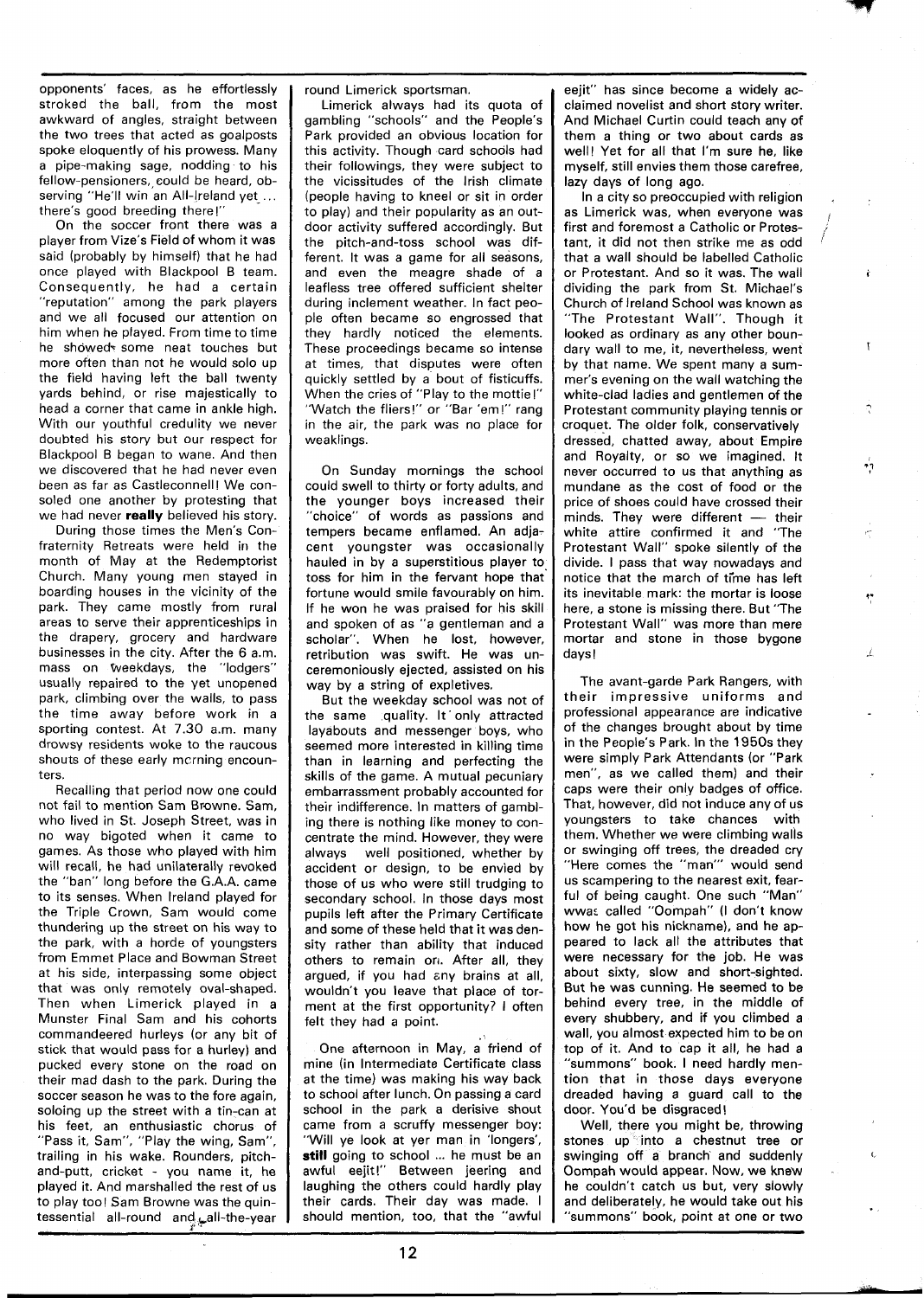opponents' faces, as he effortlessly stroked the ball, from the most awkward of angles, straight between the two trees that acted as goalposts spoke eloquently of his prowess. Many a pipe-making sage, nodding to his fellow-pensioners, could be heard, observing "He'll win an All-Ireland yet ... there's good breeding there!"

On the soccer front there was a player from Vize's Field of whom it was said (probably by himself) that he had once played with Blackpool B team. Consequently, he had a certain "reputation" among the park players and we all focused our attention on him when he played. From time to time he showed some neat touches but more often than not he would solo up the field having left the ball twenty yards behind, or rise majestically to head a corner that came in ankle high. With our youthful credulity we never doubted his story but our respect for Blackpool B began to wane. And then we discovered that he had never even been as far as Castleconnell! We consoled one another by protesting that we had never **really** believed his story.

During those times the Men's Confraternity Retreats were held in the month of May at the Redemptorist Church. Many young men stayed in boarding houses in the vicinity of the park. They came mostly from rural areas to serve their apprenticeships in the drapery, grocery and hardware businesses in the city. After the 6 a.m. mass on weekdays, the "lodgers" usually repaired to the yet unopened park, climbing over the walls, to pass the time away before work in a sporting contest. At 7.30 a.m. many drowsy residents woke to the raucous shouts of these early morning encounters.

Recalling that period now one could not fail to mention Sam Browne. Sam, who lived in St. Joseph Street, was in no way bigoted when it came to games. As those who played with him will recall, he had unilaterally revoked the "ban" long before the G.A.A. came to its senses. When Ireland played for the Triple Crown, Sam would come thundering up the street on his way to the park, with a horde of youngsters from Emmet Place and Bowman Street at his side, interpassing some object that was only remotely oval-shaped. Then when Limerick played in a Munster Final Sam and his cohorts commandeered hurleys (or any bit of stick that would pass for a hurley) and pucked every stone on the road on their mad dash to the park. During the soccer season he was to the fore again, soloing up the street with a tin-can at his feet, an enthusiastic chorus of "Pass it, Sam", "Play the wing, Sam", trailing in his wake. Rounders, pitch-and-putt, cricket - you name it, he played it. And marshalled the rest of us to play too! Sam Browne was the quintessential all-round and all-the-year round Limerick sportsman.

Limerick always had its quota of gambling "schools" and the People's Park provided an obvious location for this activity. Though card schools had their followings, they were subject to the vicissitudes of the Irish climate (people having to kneel or sit in order to play) and their popularity as an outdoor activity suffered accordingly. But the pitch-and-toss school was different. It was a game for all seasons, and even the meagre shade of a leafless tree offered sufficient shelter during inclement weather. In fact people often became so engrossed that they hardly noticed the elements. These proceedings became so intense at times, that disputes were often quickly settled by a bout of fisticuffs. When the cries of "Play to the mottie!" "Watch the fliers!" or "Bar 'em!" rang in the air, the park was no place for weaklings.

On Sunday mornings the school could swell to thirty or forty adults, and the younger boys increased their "choice" of words as passions and tempers became inflamed. An adjacent youngster was occasionally hauled in by a superstitious player to toss for him in the fervant hope that fortune would smile favourably on him. If he won he was praised for his skill and spoken of as "a gentleman and a scholar". When he lost, however, retribution was swift. He was unceremoniously ejected, assisted on his way by a string of expletives.

But the weekday school was not of the same quality. It only attracted layabouts and messenger boys, who seemed more interested in killing time than in learning and perfecting the skills of the game. A mutual pecuniary embarrassment probably accounted for their indifference. In matters of gambling there is nothing like money to concentrate the mind. However, they were always well positioned, whether by accident or design, to be envied by those of us who were still trudging to secondary school. In those days most pupils left after the Primary Certificate and some of these held that it was density rather than ability that induced others to remain on. After all, they argued, if you had any brains at all, wouldn't you leave that place of torment at the first opportunity? I often felt they had a point.

One afternoon in May, a friend of mine (in Intermediate Certificate class at the time) was making his way back to school after lunch. On passing a card school in the park a derisive shout came from a scruffy messenger boy: "Will ye look at yer man in 'longers', **still** going to school ... he must be an awful eejit!" Between jeering and laughing the others could hardly play their cards. Their day was made. I should mention, too, that the "awful eejit" has since become a widely acclaimed novelist and short story writer. And Michael Curtin could teach any of them a thing or two about cards as well! Yet for all that I'm sure he, like myself, still envies them those carefree, lazy days of long ago.

In a city so preoccupied with religion as Limerick was, when everyone was first and foremost a Catholic or Protestant, it did not then strike me as odd that a wall should be labelled Catholic or Protestant. And so it was. The wall dividing the park from St. Michael's Church of Ireland School was known as "The Protestant Wall". Though it looked as ordinary as any other boundary wall to me, it, nevertheless, went by that name. We spent many a summer's evening on the wall watching the white-clad ladies and gentlemen of the Protestant community playing tennis or croquet. The older folk, conservatively dressed, chatted away, about Empire and Royalty, or so we imagined. It never occurred to us that anything as mundane as the cost of food or the price of shoes could have crossed their minds. They were different — their white attire confirmed it and "The Protestant Wall" spoke silently of the divide. I pass that way nowadays and notice that the march of time has left its inevitable mark: the mortar is loose here, a stone is missing there. But "The Protestant Wall" was more than mere mortar and stone in those bygone days!

The avant-garde Park Rangers, with their impressive uniforms and professional appearance are indicative of the changes brought about by time in the People's Park. In the 1950s they were simply Park Attendants (or "Park men", as we called them) and their caps were their only badges of office. That, however, did not induce any of us youngsters to take chances with them. Whether we were climbing walls or swinging off trees, the dreaded cry "Here comes the "man"" would send us scampering to the nearest exit, fearful of being caught. One such "Man" was called "Oompah" (I don't know how he got his nickname), and he appeared to lack all the attributes that were necessary for the job. He was about sixty, slow and short-sighted. But he was cunning. He seemed to be behind every tree, in the middle of every shubbery, and if you climbed a wall, you almost expected him to be on top of it. And to cap it all, he had a "summons" book. I need hardly mention that in those days everyone dreaded having a guard call to the door. You'd be disgraced!

Well, there you might be, throwing stones up into a chestnut tree or swinging off a branch and suddenly Oompah would appear. Now, we knew he couldn't catch us but, very slowly and deliberately, he would take out his "summons" book, point at one or two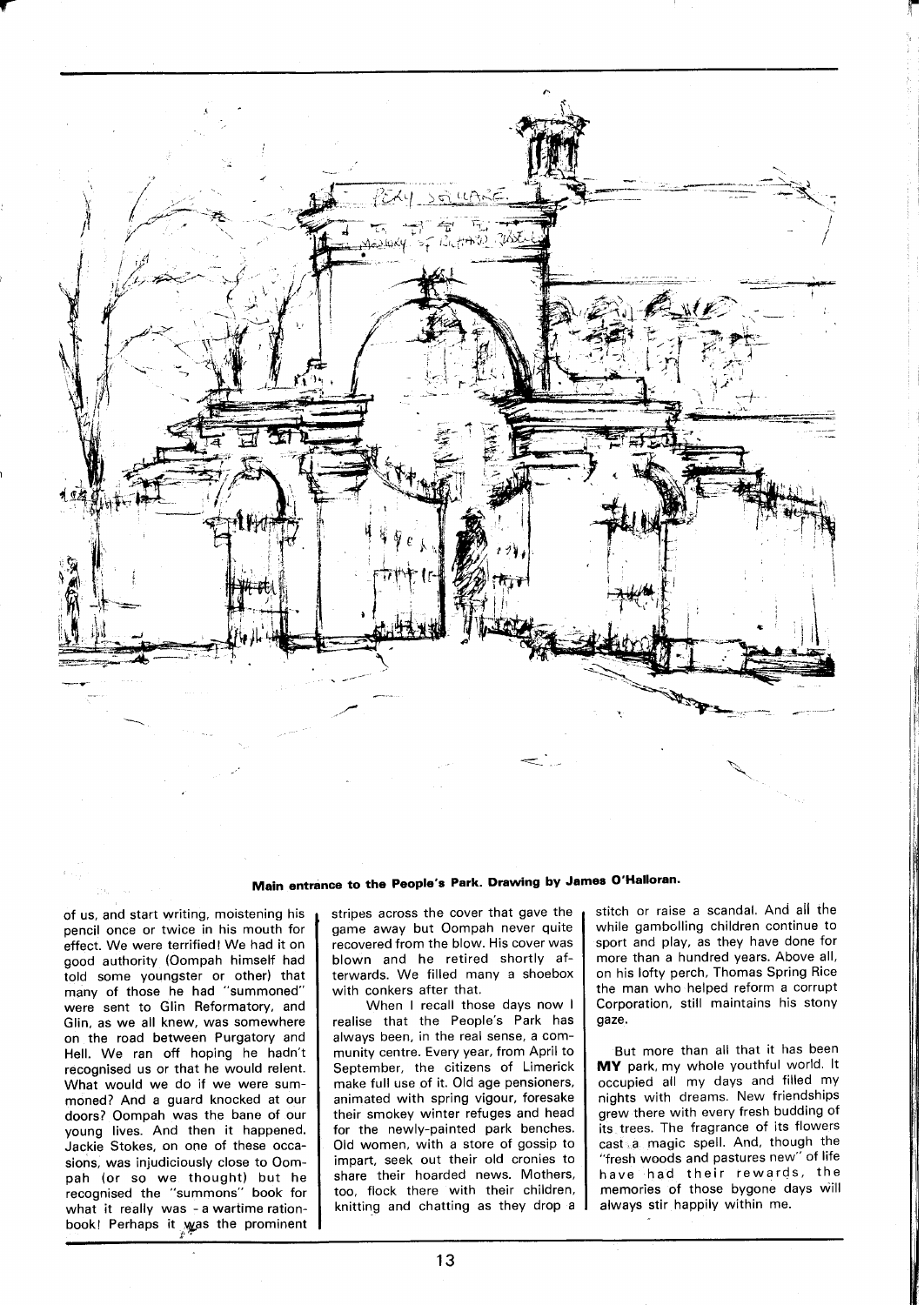**Main entrance to the People's Park. Drawing by James O'Halloran.**

of us, and start writing, moistening his pencil once or twice in his mouth for effect. We were terrified! We had it on good authority (Oompah himself had told some youngster or other) that many of those he had "summoned" were sent to Glin Reformatory, and Glin, as we all knew, was somewhere on the road between Purgatory and Hell. We ran off hoping he hadn't recognised us or that he would relent. What would we do if we were summoned? And a guard knocked at our doors? Oompah was the bane of our young lives. And then it happened. Jackie Stokes, on one of these occasions, was injudiciously close to Oompah (or so we thought) but he recognised the "summons" book for what it really was - a wartime ration-book! Perhaps it was the prominent stripes across the cover that gave the game away but Oompah never quite recovered from the blow. His cover was blown and he retired shortly afterwards. We filled many a shoebox with conkers after that.

When I recall those days now I realise that the People's Park has always been, in the real sense, a community centre. Every year, from April to September, the citizens of Limerick make full use of it. Old age pensioners, animated with spring vigour, foresake their smokey winter refuges and head for the newly-painted park benches. Old women, with a store of gossip to impart, seek out their old cronies to share their hoarded news. Mothers, too, flock there with their children, knitting and chatting as they drop a stitch or raise a scandal. And all the while gambolling children continue to sport and play, as they have done for more than a hundred years. Above all, on his lofty perch, Thomas Spring Rice the man who helped reform a corrupt Corporation, still maintains his stony gaze.

But more than all that it has been **MY** park, my whole youthful world. It occupied all my days and filled my nights with dreams. New friendships grew there with every fresh budding of its trees. The fragrance of its flowers cast a magic spell. And, though the "fresh woods and pastures new" of life have had their rewards, the memories of those bygone days will always stir happily within me.